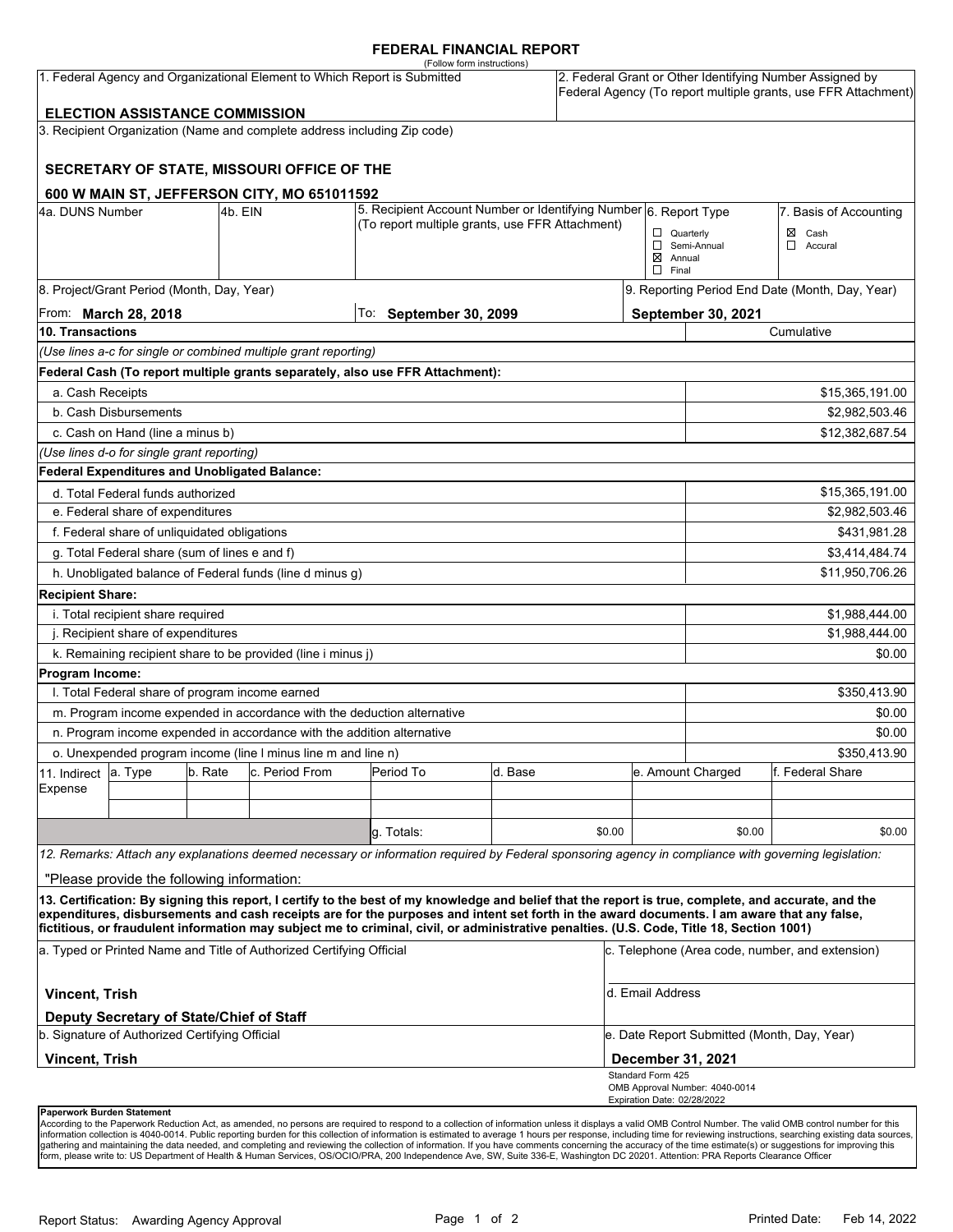# FEDERAL FINANCIAL REPORT

(Follow form instructions)

| 1. Federal Agency and Organizational Element to Which Report is Submitted | 2. Federal Grant or Other Identifying Number Assigned by Federal Agency (To report multiple grants, use FFR Attachment) |
|---|---|
| **ELECTION ASSISTANCE COMMISSION** | |

3. Recipient Organization (Name and complete address including Zip code)

**SECRETARY OF STATE, MISSOURI OFFICE OF THE**

**600 W MAIN ST, JEFFERSON CITY, MO 651011592**

| 4a. DUNS Number | 4b. EIN | 5. Recipient Account Number or Identifying Number (To report multiple grants, use FFR Attachment) | 6. Report Type | 7. Basis of Accounting |
|---|---|---|---|---|
| | | | ☐ Quarterly<br>☐ Semi-Annual<br>☒ Annual<br>☐ Final | ☒ Cash<br>☐ Accural |

| 8. Project/Grant Period (Month, Day, Year) | | 9. Reporting Period End Date (Month, Day, Year) |
|---|---|---|
| From: **March 28, 2018** | To: **September 30, 2099** | **September 30, 2021** |

| 10. Transactions | Cumulative |
|---|---|
| *(Use lines a-c for single or combined multiple grant reporting)* | |
| **Federal Cash (To report multiple grants separately, also use FFR Attachment):** | |
| a. Cash Receipts | $15,365,191.00 |
| b. Cash Disbursements | $2,982,503.46 |
| c. Cash on Hand (line a minus b) | $12,382,687.54 |
| *(Use lines d-o for single grant reporting)* | |
| **Federal Expenditures and Unobligated Balance:** | |
| d. Total Federal funds authorized | $15,365,191.00 |
| e. Federal share of expenditures | $2,982,503.46 |
| f. Federal share of unliquidated obligations | $431,981.28 |
| g. Total Federal share (sum of lines e and f) | $3,414,484.74 |
| h. Unobligated balance of Federal funds (line d minus g) | $11,950,706.26 |
| **Recipient Share:** | |
| i. Total recipient share required | $1,988,444.00 |
| j. Recipient share of expenditures | $1,988,444.00 |
| k. Remaining recipient share to be provided (line i minus j) | $0.00 |
| **Program Income:** | |
| l. Total Federal share of program income earned | $350,413.90 |
| m. Program income expended in accordance with the deduction alternative | $0.00 |
| n. Program income expended in accordance with the addition alternative | $0.00 |
| o. Unexpended program income (line l minus line m and line n) | $350,413.90 |

| 11. Indirect Expense | a. Type | b. Rate | c. Period From | Period To | d. Base | e. Amount Charged | f. Federal Share |
|---|---|---|---|---|---|---|---|
| | | | | | | | |
| | | | | | | | |
| | | | | g. Totals: | $0.00 | $0.00 | $0.00 |

*12. Remarks: Attach any explanations deemed necessary or information required by Federal sponsoring agency in compliance with governing legislation:*

"Please provide the following information:

**13. Certification: By signing this report, I certify to the best of my knowledge and belief that the report is true, complete, and accurate, and the expenditures, disbursements and cash receipts are for the purposes and intent set forth in the award documents. I am aware that any false, fictitious, or fraudulent information may subject me to criminal, civil, or administrative penalties. (U.S. Code, Title 18, Section 1001)**

| a. Typed or Printed Name and Title of Authorized Certifying Official | c. Telephone (Area code, number, and extension) |
|---|---|
| **Vincent, Trish**<br>**Deputy Secretary of State/Chief of Staff** | d. Email Address |
| b. Signature of Authorized Certifying Official | e. Date Report Submitted (Month, Day, Year) |
| **Vincent, Trish** | **December 31, 2021** |

Standard Form 425
OMB Approval Number: 4040-0014
Expiration Date: 02/28/2022

**Paperwork Burden Statement**
According to the Paperwork Reduction Act, as amended, no persons are required to respond to a collection of information unless it displays a valid OMB Control Number. The valid OMB control number for this information collection is 4040-0014. Public reporting burden for this collection of information is estimated to average 1 hours per response, including time for reviewing instructions, searching existing data sources, gathering and maintaining the data needed, and completing and reviewing the collection of information. If you have comments concerning the accuracy of the time estimate(s) or suggestions for improving this form, please write to: US Department of Health & Human Services, OS/OCIO/PRA, 200 Independence Ave, SW, Suite 336-E, Washington DC 20201. Attention: PRA Reports Clearance Officer

Report Status: Awarding Agency Approval

Printed Date: Feb 14, 2022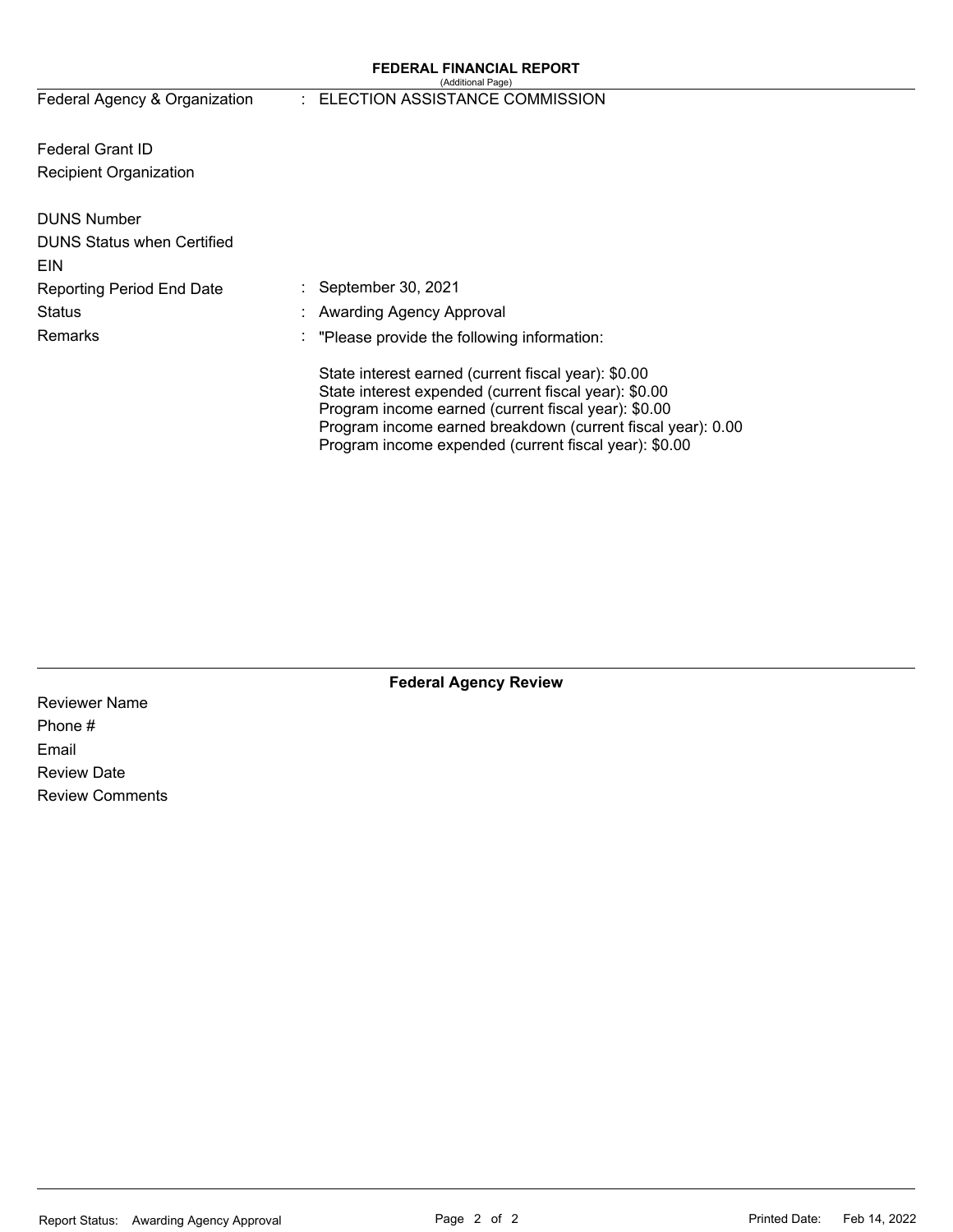# FEDERAL FINANCIAL REPORT

(Additional Page)

| | | |
|---|---|---|
| Federal Agency & Organization | : | ELECTION ASSISTANCE COMMISSION |
| Federal Grant ID | | |
| Recipient Organization | | |
| DUNS Number | | |
| DUNS Status when Certified | | |
| EIN | | |
| Reporting Period End Date | : | September 30, 2021 |
| Status | : | Awarding Agency Approval |
| Remarks | : | "Please provide the following information: |

State interest earned (current fiscal year): $0.00
State interest expended (current fiscal year): $0.00
Program income earned (current fiscal year): $0.00
Program income earned breakdown (current fiscal year): 0.00
Program income expended (current fiscal year): $0.00

## Federal Agency Review

Reviewer Name

Phone #

Email

Review Date

Review Comments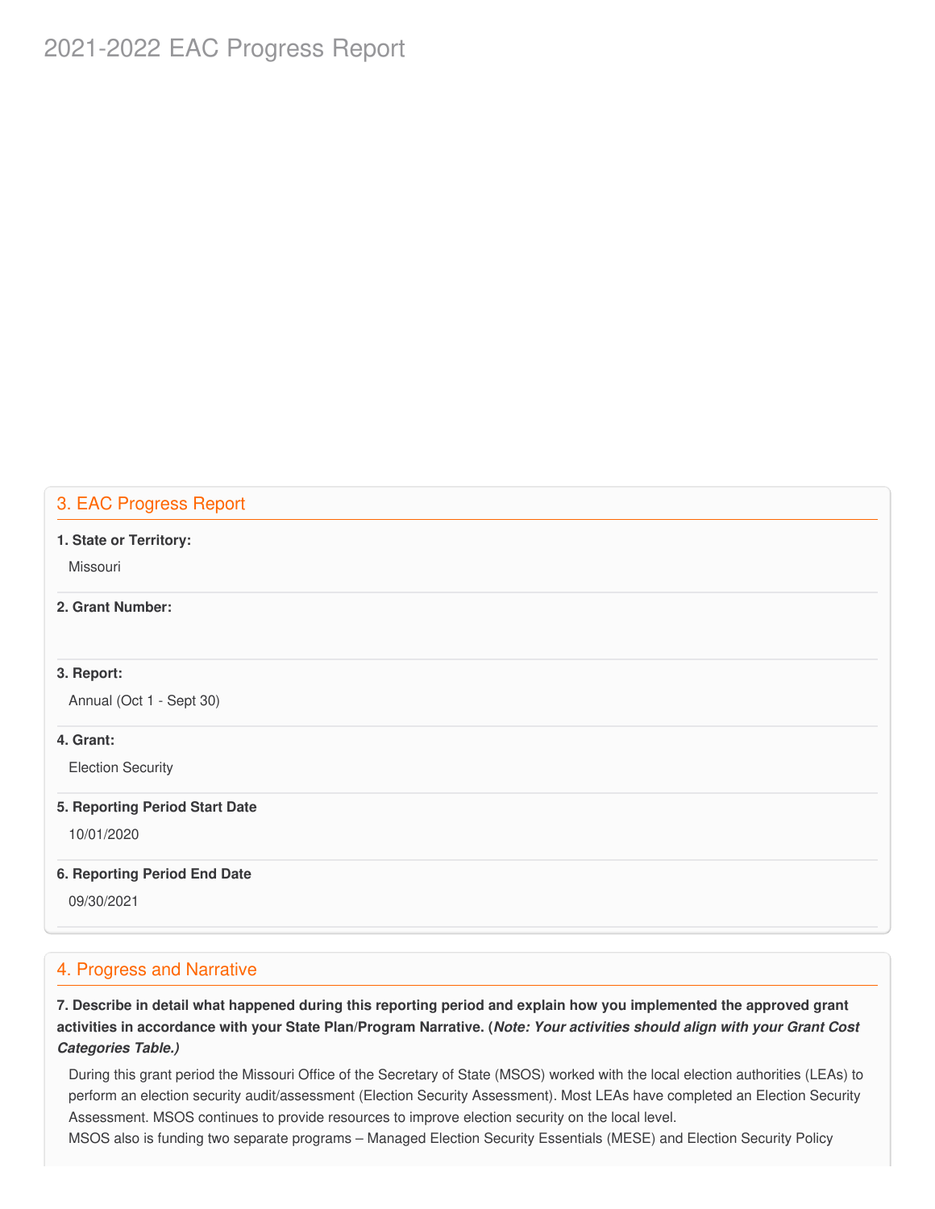# 2021-2022 EAC Progress Report

## 3. EAC Progress Report

**1. State or Territory:**

Missouri

**2. Grant Number:**

**3. Report:**

Annual (Oct 1 - Sept 30)

**4. Grant:**

Election Security

**5. Reporting Period Start Date**

10/01/2020

**6. Reporting Period End Date**

09/30/2021

## 4. Progress and Narrative

**7. Describe in detail what happened during this reporting period and explain how you implemented the approved grant activities in accordance with your State Plan/Program Narrative. (*Note: Your activities should align with your Grant Cost Categories Table.)***

During this grant period the Missouri Office of the Secretary of State (MSOS) worked with the local election authorities (LEAs) to perform an election security audit/assessment (Election Security Assessment). Most LEAs have completed an Election Security Assessment. MSOS continues to provide resources to improve election security on the local level.

MSOS also is funding two separate programs – Managed Election Security Essentials (MESE) and Election Security Policy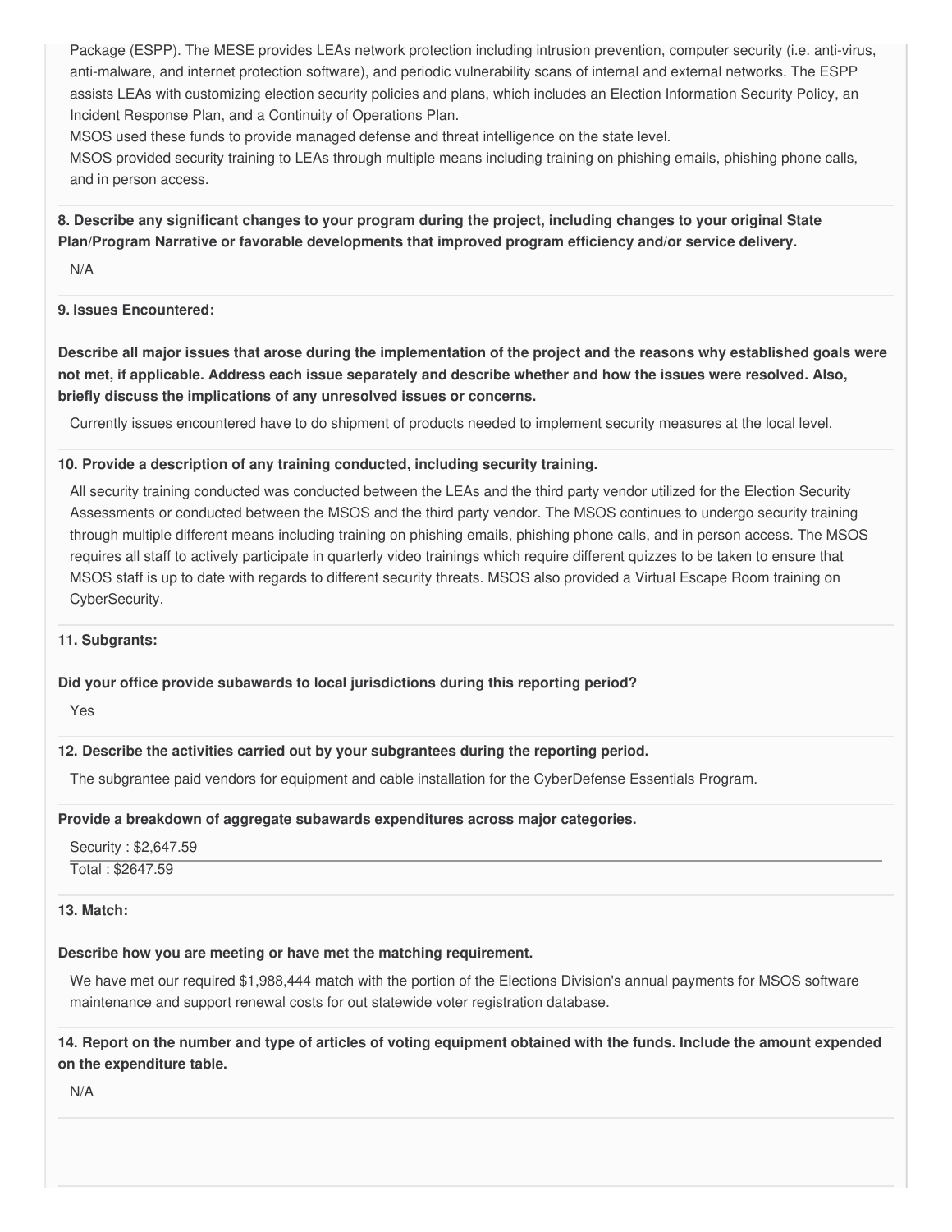Package (ESPP). The MESE provides LEAs network protection including intrusion prevention, computer security (i.e. anti-virus, anti-malware, and internet protection software), and periodic vulnerability scans of internal and external networks. The ESPP assists LEAs with customizing election security policies and plans, which includes an Election Information Security Policy, an Incident Response Plan, and a Continuity of Operations Plan.

MSOS used these funds to provide managed defense and threat intelligence on the state level.

MSOS provided security training to LEAs through multiple means including training on phishing emails, phishing phone calls, and in person access.

**8. Describe any significant changes to your program during the project, including changes to your original State Plan/Program Narrative or favorable developments that improved program efficiency and/or service delivery.**

N/A

**9. Issues Encountered:**

**Describe all major issues that arose during the implementation of the project and the reasons why established goals were not met, if applicable. Address each issue separately and describe whether and how the issues were resolved. Also, briefly discuss the implications of any unresolved issues or concerns.**

Currently issues encountered have to do shipment of products needed to implement security measures at the local level.

**10. Provide a description of any training conducted, including security training.**

All security training conducted was conducted between the LEAs and the third party vendor utilized for the Election Security Assessments or conducted between the MSOS and the third party vendor. The MSOS continues to undergo security training through multiple different means including training on phishing emails, phishing phone calls, and in person access. The MSOS requires all staff to actively participate in quarterly video trainings which require different quizzes to be taken to ensure that MSOS staff is up to date with regards to different security threats. MSOS also provided a Virtual Escape Room training on CyberSecurity.

**11. Subgrants:**

**Did your office provide subawards to local jurisdictions during this reporting period?**

Yes

**12. Describe the activities carried out by your subgrantees during the reporting period.**

The subgrantee paid vendors for equipment and cable installation for the CyberDefense Essentials Program.

**Provide a breakdown of aggregate subawards expenditures across major categories.**

Security : $2,647.59

Total : $2647.59

**13. Match:**

**Describe how you are meeting or have met the matching requirement.**

We have met our required $1,988,444 match with the portion of the Elections Division's annual payments for MSOS software maintenance and support renewal costs for out statewide voter registration database.

**14. Report on the number and type of articles of voting equipment obtained with the funds. Include the amount expended on the expenditure table.**

N/A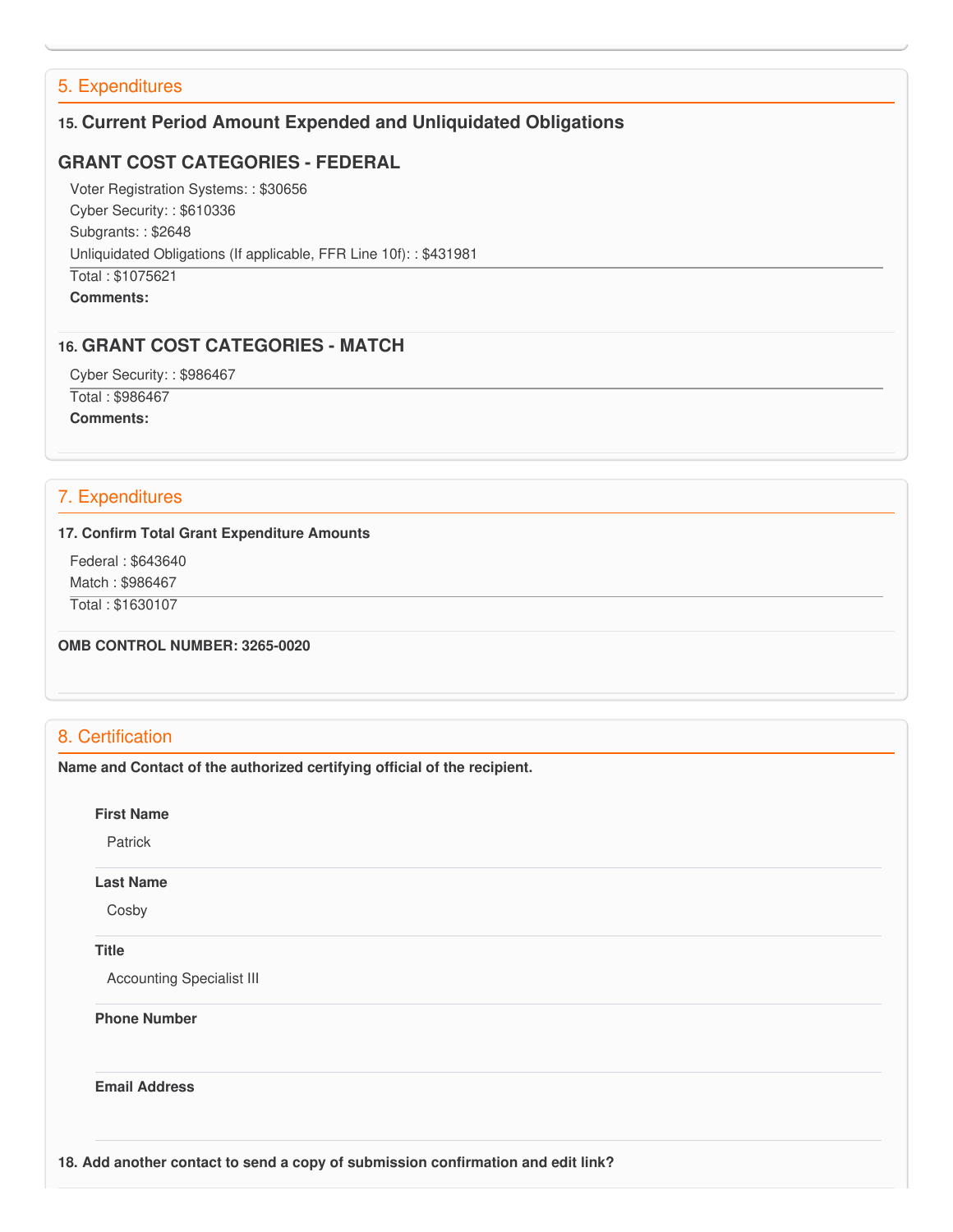## 5. Expenditures

### 15. Current Period Amount Expended and Unliquidated Obligations

### GRANT COST CATEGORIES - FEDERAL

Voter Registration Systems: : $30656
Cyber Security: : $610336
Subgrants: : $2648
Unliquidated Obligations (If applicable, FFR Line 10f): : $431981

Total : $1075621

**Comments:**

### 16. GRANT COST CATEGORIES - MATCH

Cyber Security: : $986467

Total : $986467

**Comments:**

## 7. Expenditures

**17. Confirm Total Grant Expenditure Amounts**

Federal : $643640
Match : $986467

Total : $1630107

**OMB CONTROL NUMBER: 3265-0020**

## 8. Certification

**Name and Contact of the authorized certifying official of the recipient.**

**First Name**

Patrick

**Last Name**

Cosby

**Title**

Accounting Specialist III

**Phone Number**

**Email Address**

**18. Add another contact to send a copy of submission confirmation and edit link?**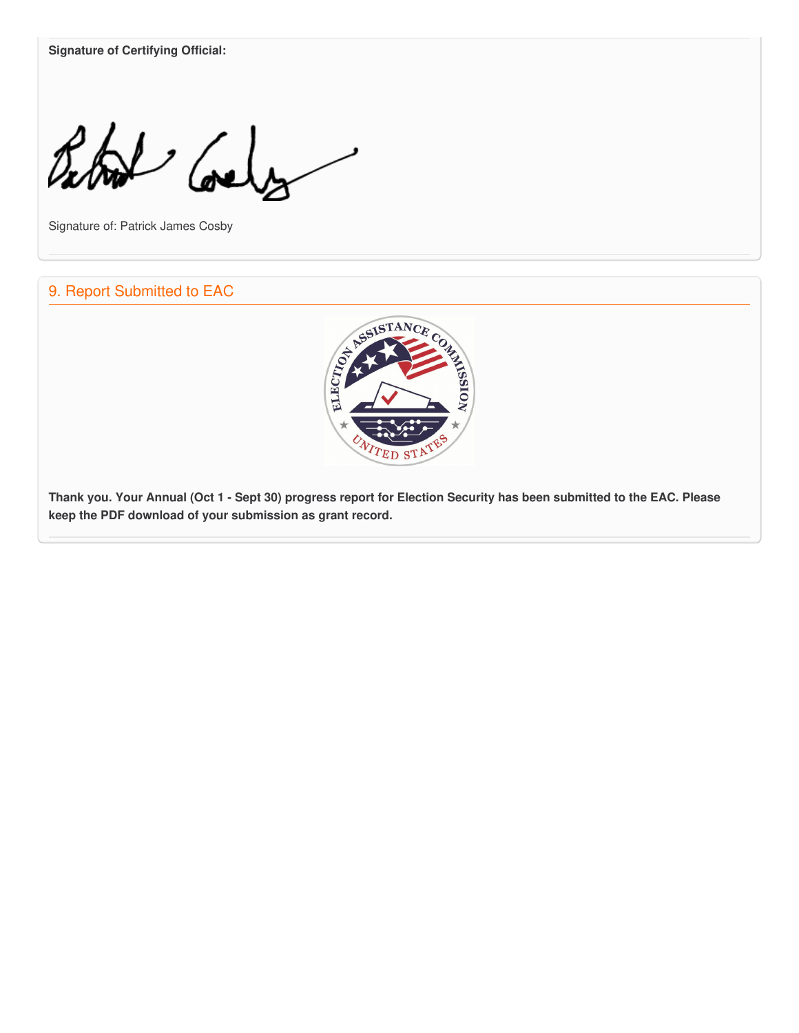**Signature of Certifying Official:**

Signature of: Patrick James Cosby

## 9. Report Submitted to EAC

**Thank you. Your Annual (Oct 1 - Sept 30) progress report for Election Security has been submitted to the EAC. Please keep the PDF download of your submission as grant record.**